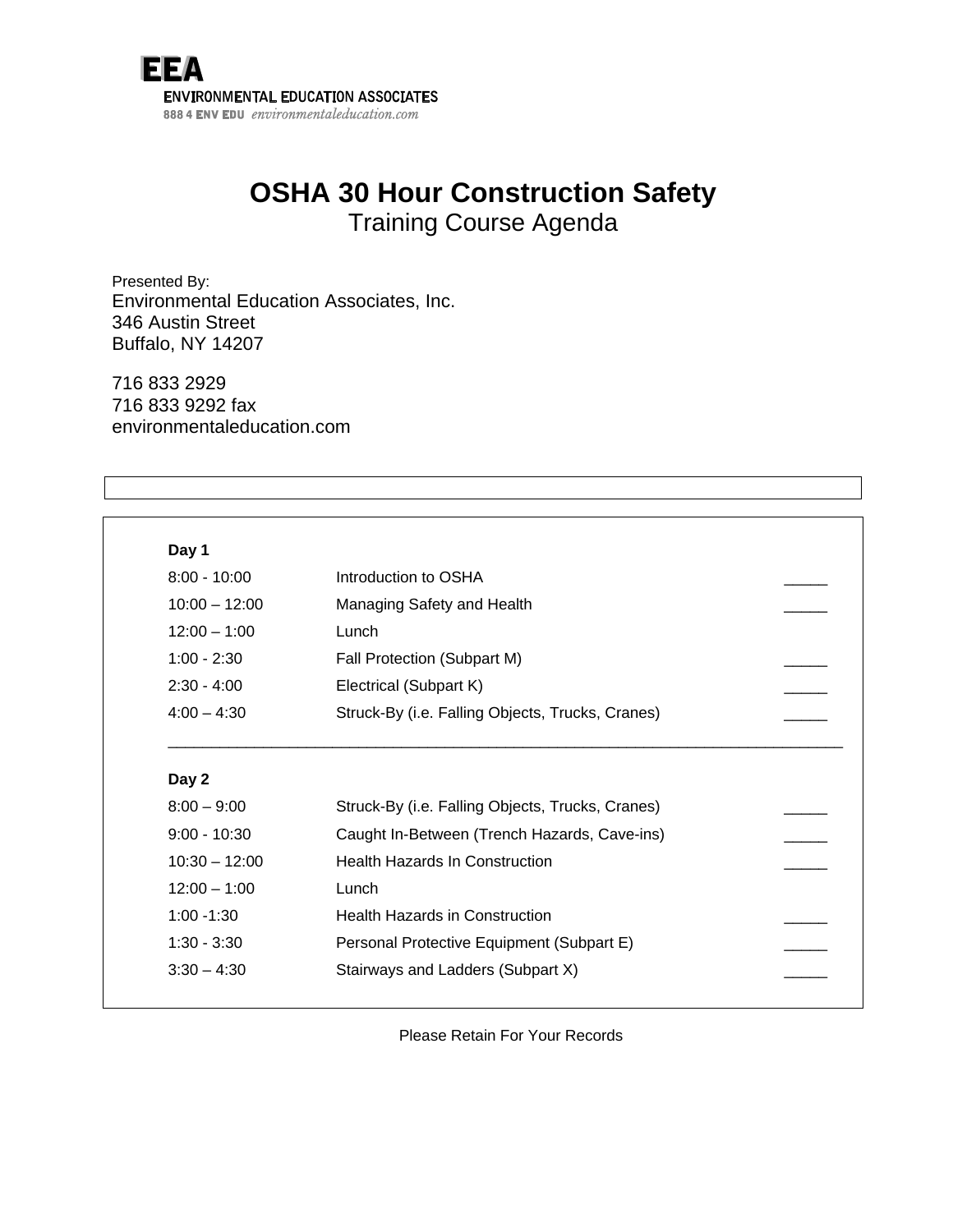**EEA**
ENVIRONMENTAL EDUCATION ASSOCIATES
888 4 ENV EDU *environmentaleducation.com*

# OSHA 30 Hour Construction Safety

## Training Course Agenda

Presented By:
Environmental Education Associates, Inc.
346 Austin Street
Buffalo, NY 14207

716 833 2929
716 833 9292 fax
environmentaleducation.com

**Day 1**

| Time | Topic | |
|---|---|---|
| 8:00 - 10:00 | Introduction to OSHA | _____ |
| 10:00 – 12:00 | Managing Safety and Health | _____ |
| 12:00 – 1:00 | Lunch | |
| 1:00 - 2:30 | Fall Protection (Subpart M) | _____ |
| 2:30 - 4:00 | Electrical (Subpart K) | _____ |
| 4:00 – 4:30 | Struck-By (i.e. Falling Objects, Trucks, Cranes) | _____ |

**Day 2**

| Time | Topic | |
|---|---|---|
| 8:00 – 9:00 | Struck-By (i.e. Falling Objects, Trucks, Cranes) | _____ |
| 9:00 - 10:30 | Caught In-Between (Trench Hazards, Cave-ins) | _____ |
| 10:30 – 12:00 | Health Hazards In Construction | _____ |
| 12:00 – 1:00 | Lunch | |
| 1:00 -1:30 | Health Hazards in Construction | _____ |
| 1:30 - 3:30 | Personal Protective Equipment (Subpart E) | _____ |
| 3:30 – 4:30 | Stairways and Ladders (Subpart X) | _____ |

Please Retain For Your Records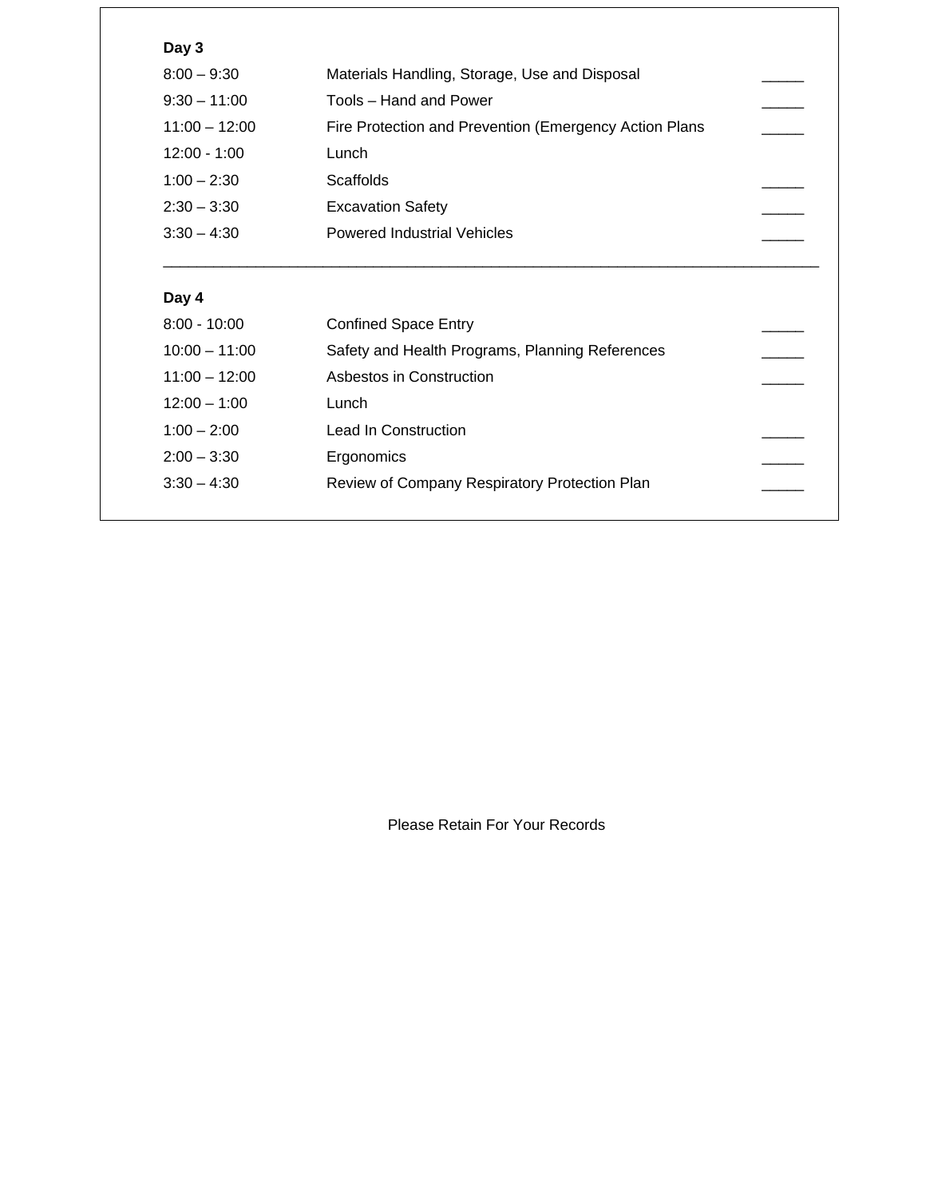**Day 3**

| | | |
|---|---|---|
| 8:00 – 9:30 | Materials Handling, Storage, Use and Disposal | _____ |
| 9:30 – 11:00 | Tools – Hand and Power | _____ |
| 11:00 – 12:00 | Fire Protection and Prevention (Emergency Action Plans | _____ |
| 12:00 - 1:00 | Lunch | |
| 1:00 – 2:30 | Scaffolds | _____ |
| 2:30 – 3:30 | Excavation Safety | _____ |
| 3:30 – 4:30 | Powered Industrial Vehicles | _____ |

---

**Day 4**

| | | |
|---|---|---|
| 8:00 - 10:00 | Confined Space Entry | _____ |
| 10:00 – 11:00 | Safety and Health Programs, Planning References | _____ |
| 11:00 – 12:00 | Asbestos in Construction | _____ |
| 12:00 – 1:00 | Lunch | |
| 1:00 – 2:00 | Lead In Construction | _____ |
| 2:00 – 3:30 | Ergonomics | _____ |
| 3:30 – 4:30 | Review of Company Respiratory Protection Plan | _____ |

Please Retain For Your Records